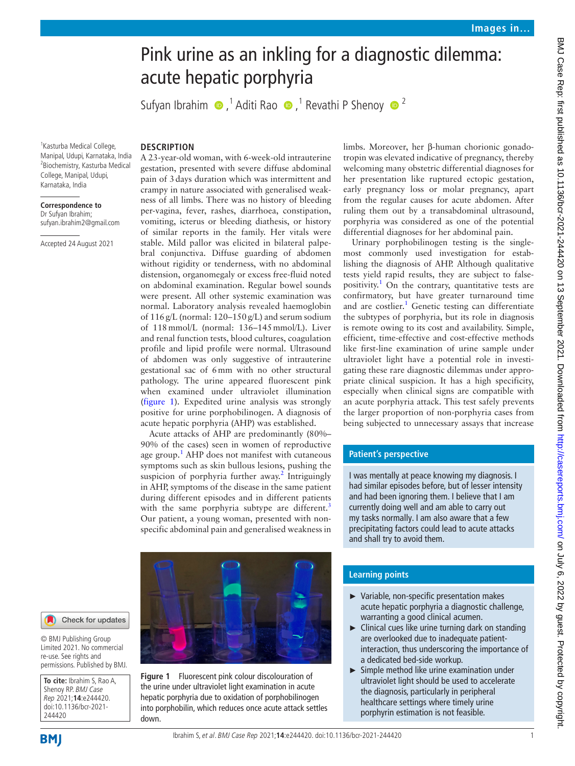# Pink urine as an inkling for a diagnostic dilemma: acute hepatic porphyria

Sufyan Ibrahim,[1] Aditi Rao,[1] Revathi P Shenoy[2]

[1]Kasturba Medical College, Manipal, Udupi, Karnataka, India
[2]Biochemistry, Kasturba Medical College, Manipal, Udupi, Karnataka, India

**Correspondence to** Dr Sufyan Ibrahim; sufyan.ibrahim2@gmail.com

Accepted 24 August 2021

## DESCRIPTION

A 23-year-old woman, with 6-week-old intrauterine gestation, presented with severe diffuse abdominal pain of 3 days duration which was intermittent and crampy in nature associated with generalised weakness of all limbs. There was no history of bleeding per-vagina, fever, rashes, diarrhoea, constipation, vomiting, icterus or bleeding diathesis, or history of similar reports in the family. Her vitals were stable. Mild pallor was elicited in bilateral palpebral conjunctiva. Diffuse guarding of abdomen without rigidity or tenderness, with no abdominal distension, organomegaly or excess free-fluid noted on abdominal examination. Regular bowel sounds were present. All other systemic examination was normal. Laboratory analysis revealed haemoglobin of 116 g/L (normal: 120–150 g/L) and serum sodium of 118 mmol/L (normal: 136–145 mmol/L). Liver and renal function tests, blood cultures, coagulation profile and lipid profile were normal. Ultrasound of abdomen was only suggestive of intrauterine gestational sac of 6 mm with no other structural pathology. The urine appeared fluorescent pink when examined under ultraviolet illumination (figure 1). Expedited urine analysis was strongly positive for urine porphobilinogen. A diagnosis of acute hepatic porphyria (AHP) was established.

Acute attacks of AHP are predominantly (80%–90% of the cases) seen in women of reproductive age group.[1] AHP does not manifest with cutaneous symptoms such as skin bullous lesions, pushing the suspicion of porphyria further away.[2] Intriguingly in AHP, symptoms of the disease in the same patient during different episodes and in different patients with the same porphyria subtype are different.[3] Our patient, a young woman, presented with non-specific abdominal pain and generalised weakness in limbs. Moreover, her β-human chorionic gonadotropin was elevated indicative of pregnancy, thereby welcoming many obstetric differential diagnoses for her presentation like ruptured ectopic gestation, early pregnancy loss or molar pregnancy, apart from the regular causes for acute abdomen. After ruling them out by a transabdominal ultrasound, porphyria was considered as one of the potential differential diagnoses for her abdominal pain.

Urinary porphobilinogen testing is the single-most commonly used investigation for establishing the diagnosis of AHP. Although qualitative tests yield rapid results, they are subject to false-positivity.[1] On the contrary, quantitative tests are confirmatory, but have greater turnaround time and are costlier.[1] Genetic testing can differentiate the subtypes of porphyria, but its role in diagnosis is remote owing to its cost and availability. Simple, efficient, time-effective and cost-effective methods like first-line examination of urine sample under ultraviolet light have a potential role in investigating these rare diagnostic dilemmas under appropriate clinical suspicion. It has a high specificity, especially when clinical signs are compatible with an acute porphyria attack. This test safely prevents the larger proportion of non-porphyria cases from being subjected to unnecessary assays that increase

Figure 1 Fluorescent pink colour discolouration of the urine under ultraviolet light examination in acute hepatic porphyria due to oxidation of porphobilinogen into porphobilin, which reduces once acute attack settles down.

### Patient's perspective

I was mentally at peace knowing my diagnosis. I had similar episodes before, but of lesser intensity and had been ignoring them. I believe that I am currently doing well and am able to carry out my tasks normally. I am also aware that a few precipitating factors could lead to acute attacks and shall try to avoid them.

### Learning points

- Variable, non-specific presentation makes acute hepatic porphyria a diagnostic challenge, warranting a good clinical acumen.
- Clinical cues like urine turning dark on standing are overlooked due to inadequate patient-interaction, thus underscoring the importance of a dedicated bed-side workup.
- Simple method like urine examination under ultraviolet light should be used to accelerate the diagnosis, particularly in peripheral healthcare settings where timely urine porphyrin estimation is not feasible.

© BMJ Publishing Group Limited 2021. No commercial re-use. See rights and permissions. Published by BMJ.

**To cite:** Ibrahim S, Rao A, Shenoy RP. *BMJ Case Rep* 2021;**14**:e244420. doi:10.1136/bcr-2021-244420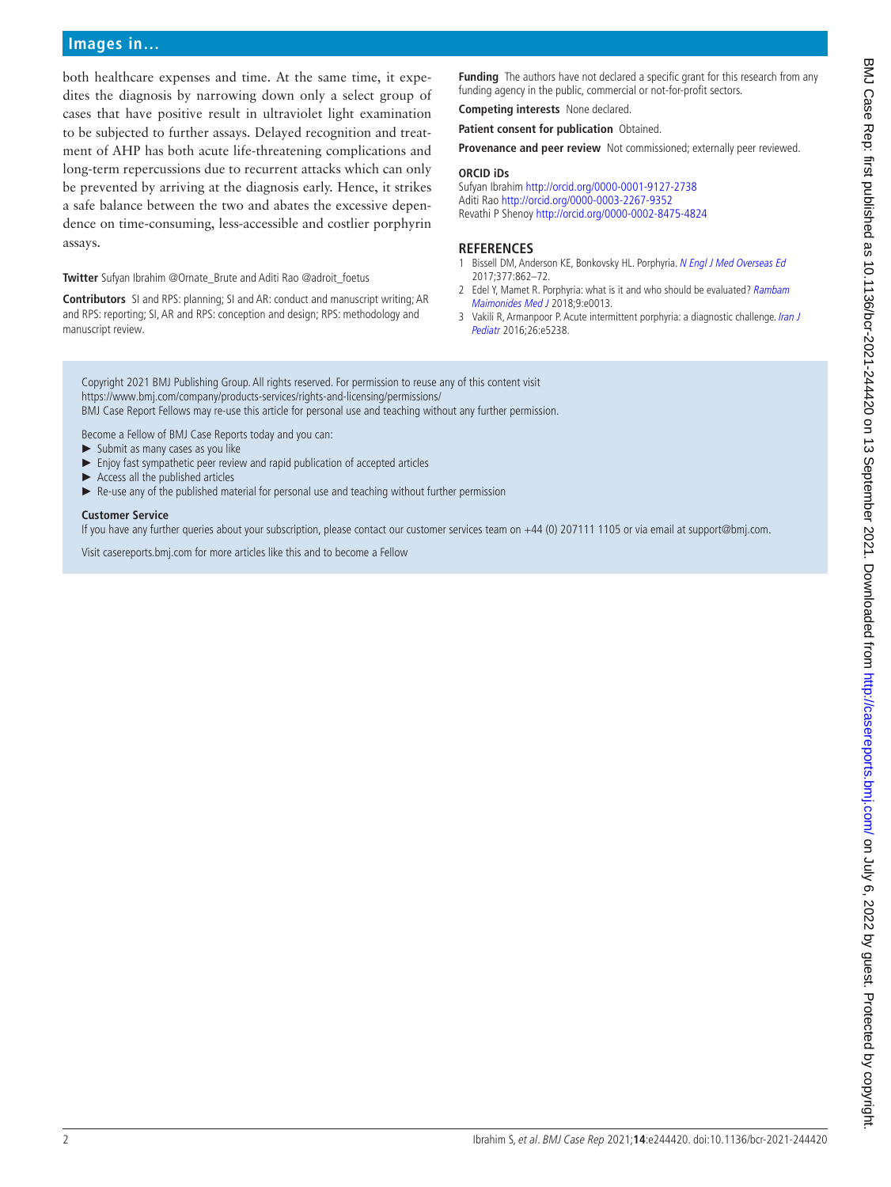both healthcare expenses and time. At the same time, it expedites the diagnosis by narrowing down only a select group of cases that have positive result in ultraviolet light examination to be subjected to further assays. Delayed recognition and treatment of AHP has both acute life-threatening complications and long-term repercussions due to recurrent attacks which can only be prevented by arriving at the diagnosis early. Hence, it strikes a safe balance between the two and abates the excessive dependence on time-consuming, less-accessible and costlier porphyrin assays.

**Twitter** Sufyan Ibrahim @Ornate_Brute and Aditi Rao @adroit_foetus

**Contributors** SI and RPS: planning; SI and AR: conduct and manuscript writing; AR and RPS: reporting; SI, AR and RPS: conception and design; RPS: methodology and manuscript review.

**Funding** The authors have not declared a specific grant for this research from any funding agency in the public, commercial or not-for-profit sectors.

**Competing interests** None declared.

**Patient consent for publication** Obtained.

**Provenance and peer review** Not commissioned; externally peer reviewed.

**ORCID iDs**

Sufyan Ibrahim http://orcid.org/0000-0001-9127-2738
Aditi Rao http://orcid.org/0000-0003-2267-9352
Revathi P Shenoy http://orcid.org/0000-0002-8475-4824

## REFERENCES

1. Bissell DM, Anderson KE, Bonkovsky HL. Porphyria. *N Engl J Med Overseas Ed* 2017;377:862–72.
2. Edel Y, Mamet R. Porphyria: what is it and who should be evaluated? *Rambam Maimonides Med J* 2018;9:e0013.
3. Vakili R, Armanpoor P. Acute intermittent porphyria: a diagnostic challenge. *Iran J Pediatr* 2016;26:e5238.

Copyright 2021 BMJ Publishing Group. All rights reserved. For permission to reuse any of this content visit https://www.bmj.com/company/products-services/rights-and-licensing/permissions/
BMJ Case Report Fellows may re-use this article for personal use and teaching without any further permission.

Become a Fellow of BMJ Case Reports today and you can:

- Submit as many cases as you like
- Enjoy fast sympathetic peer review and rapid publication of accepted articles
- Access all the published articles
- Re-use any of the published material for personal use and teaching without further permission

**Customer Service**

If you have any further queries about your subscription, please contact our customer services team on +44 (0) 207111 1105 or via email at support@bmj.com.

Visit casereports.bmj.com for more articles like this and to become a Fellow